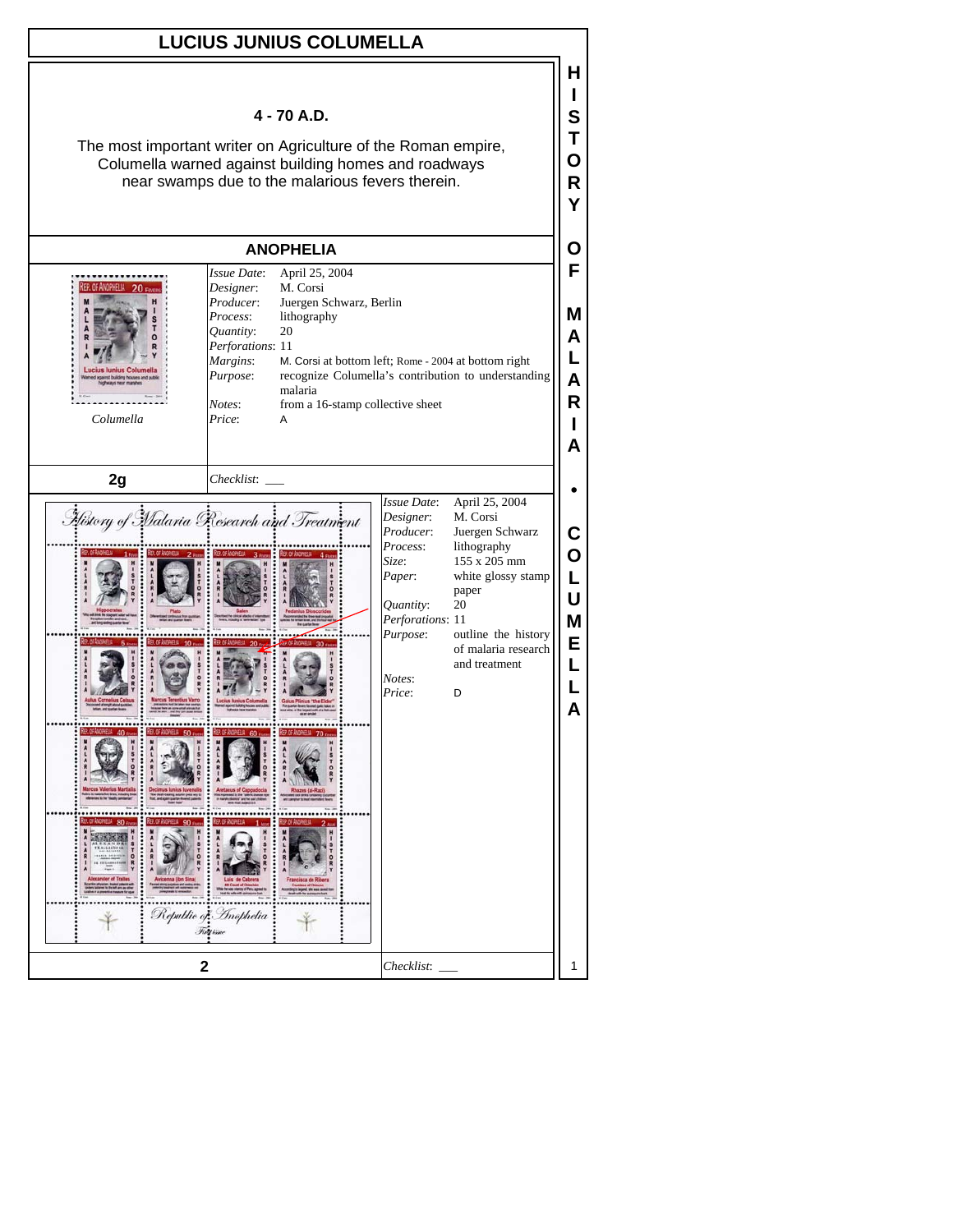# LUCIUS JUNIUS COLUMELLA

**4 - 70 A.D.**

The most important writer on Agriculture of the Roman empire, Columella warned against building homes and roadways near swamps due to the malarious fevers therein.

## ANOPHELIA

*Columella*

| | |
|---|---|
| *Issue Date*: | April 25, 2004 |
| *Designer*: | M. Corsi |
| *Producer*: | Juergen Schwarz, Berlin |
| *Process*: | lithography |
| *Quantity*: | 20 |
| *Perforations*: | 11 |
| *Margins*: | M. Corsi at bottom left; Rome - 2004 at bottom right |
| *Purpose*: | recognize Columella's contribution to understanding malaria |
| *Notes*: | from a 16-stamp collective sheet |
| *Price*: | A |

**2g** *Checklist*: ___

| | |
|---|---|
| *Issue Date*: | April 25, 2004 |
| *Designer*: | M. Corsi |
| *Producer*: | Juergen Schwarz |
| *Process*: | lithography |
| *Size*: | 155 x 205 mm |
| *Paper*: | white glossy stamp paper |
| *Quantity*: | 20 |
| *Perforations*: | 11 |
| *Purpose*: | outline the history of malaria research and treatment |
| *Notes*: | |
| *Price*: | D |

**2** *Checklist*: ___

HISTORY OF MALARIA • COLUMELLA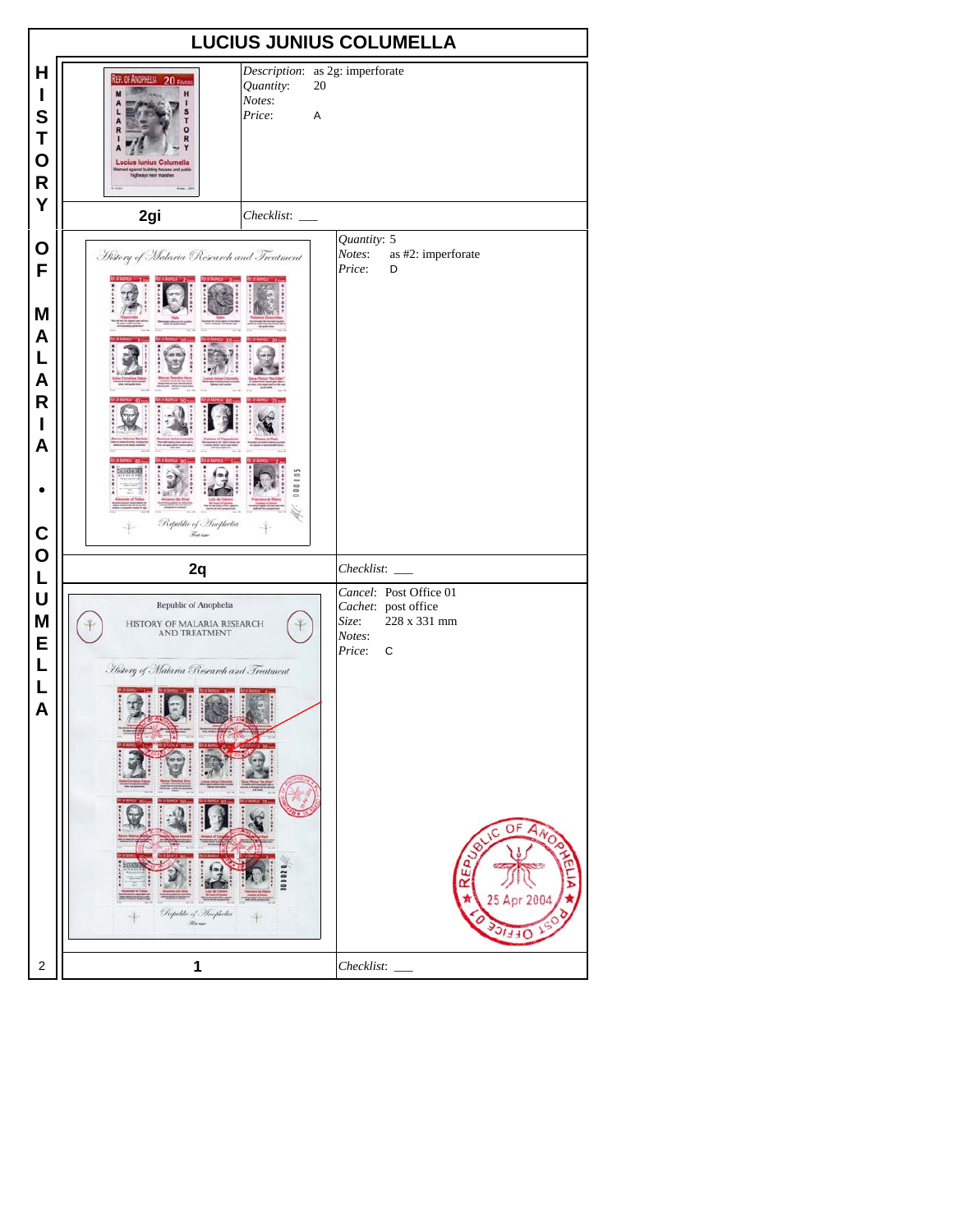# LUCIUS JUNIUS COLUMELLA

HISTORY OF MALARIA • COLUMELLA

| | |
|---|---|
| **2gi** | *Description*: as 2g: imperforate<br>*Quantity*: 20<br>*Notes*:<br>*Price*: A |
| | *Checklist*: ___ |
| **2q** | *Quantity*: 5<br>*Notes*: as #2: imperforate<br>*Price*: D |
| | *Checklist*: ___ |
| **1** | *Cancel*: Post Office 01<br>*Cachet*: post office<br>*Size*: 228 x 331 mm<br>*Notes*:<br>*Price*: C |
| | *Checklist*: ___ |